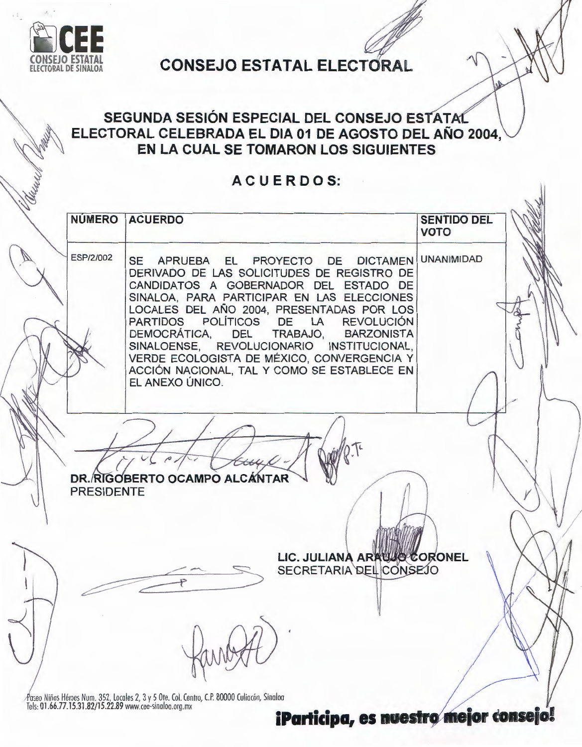CEE CONSEJO ESTATAL ELECTORAL DE SINALOA

# CONSEJO ESTATAL ELECTORAL

## SEGUNDA SESIÓN ESPECIAL DEL CONSEJO ESTATAL ELECTORAL CELEBRADA EL DIA 01 DE AGOSTO DEL AÑO 2004, EN LA CUAL SE TOMARON LOS SIGUIENTES

## ACUERDOS:

| NÚMERO | ACUERDO | SENTIDO DEL VOTO |
|---|---|---|
| ESP/2/002 | SE APRUEBA EL PROYECTO DE DICTAMEN DERIVADO DE LAS SOLICITUDES DE REGISTRO DE CANDIDATOS A GOBERNADOR DEL ESTADO DE SINALOA, PARA PARTICIPAR EN LAS ELECCIONES LOCALES DEL AÑO 2004, PRESENTADAS POR LOS PARTIDOS POLÍTICOS DE LA REVOLUCIÓN DEMOCRÁTICA, DEL TRABAJO, BARZONISTA SINALOENSE, REVOLUCIONARIO INSTITUCIONAL, VERDE ECOLOGISTA DE MÉXICO, CONVERGENCIA Y ACCIÓN NACIONAL, TAL Y COMO SE ESTABLECE EN EL ANEXO ÚNICO. | UNANIMIDAD |

**DR. RIGOBERTO OCAMPO ALCÁNTAR**
PRESIDENTE

**LIC. JULIANA ARAUJO CORONEL**
SECRETARIA DEL CONSEJO

Paseo Niños Héroes Num. 352, Locales 2, 3 y 5 Ote. Col. Centro, C.P. 80000 Culiacán, Sinaloa
Tels: 01.66.77.15.31.82/15.22.89 www.cee-sinaloa.org.mx

**¡Participa, es nuestro mejor consejo!**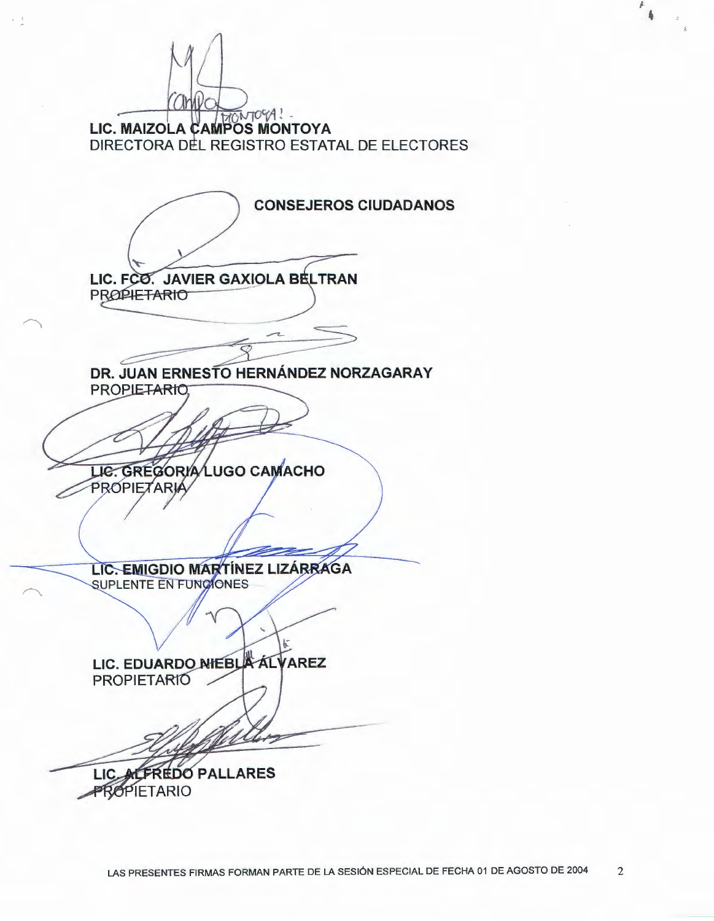**LIC. MAIZOLA CAMPOS MONTOYA**
DIRECTORA DEL REGISTRO ESTATAL DE ELECTORES

**CONSEJEROS CIUDADANOS**

**LIC. FCO. JAVIER GAXIOLA BELTRAN**
PROPIETARIO

**DR. JUAN ERNESTO HERNÁNDEZ NORZAGARAY**
PROPIETARIO

**LIC. GREGORIA LUGO CAMACHO**
PROPIETARIA

**LIC. EMIGDIO MARTÍNEZ LIZÁRRAGA**
SUPLENTE EN FUNCIONES

**LIC. EDUARDO NIEBLA ÁLVAREZ**
PROPIETARIO

**LIC. ALFREDO PALLARES**
PROPIETARIO

LAS PRESENTES FIRMAS FORMAN PARTE DE LA SESIÓN ESPECIAL DE FECHA 01 DE AGOSTO DE 2004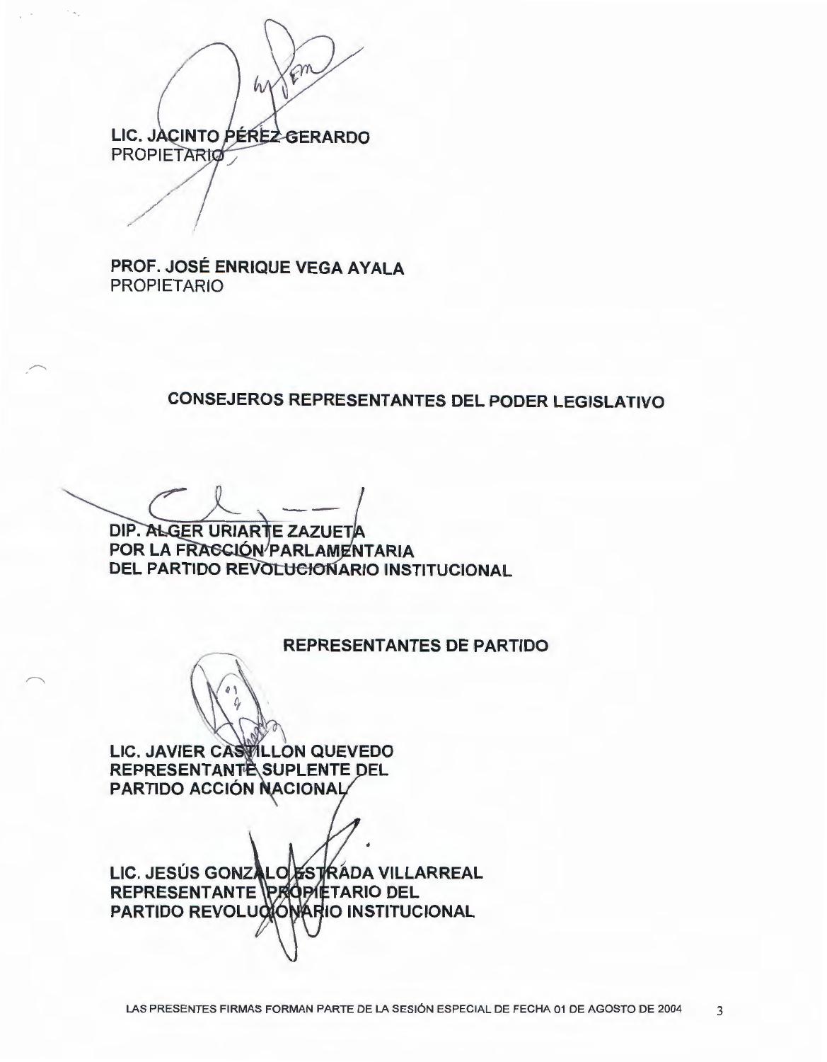**LIC. JACINTO PÉREZ GERARDO**
PROPIETARIO

**PROF. JOSÉ ENRIQUE VEGA AYALA**
PROPIETARIO

## CONSEJEROS REPRESENTANTES DEL PODER LEGISLATIVO

**DIP. ALGER URIARTE ZAZUETA**
**POR LA FRACCIÓN PARLAMENTARIA**
**DEL PARTIDO REVOLUCIONARIO INSTITUCIONAL**

## REPRESENTANTES DE PARTIDO

**LIC. JAVIER CASTILLON QUEVEDO**
**REPRESENTANTE SUPLENTE DEL**
**PARTIDO ACCIÓN NACIONAL**

**LIC. JESÚS GONZALO ESTRADA VILLARREAL**
**REPRESENTANTE PROPIETARIO DEL**
**PARTIDO REVOLUCIONARIO INSTITUCIONAL**

LAS PRESENTES FIRMAS FORMAN PARTE DE LA SESIÓN ESPECIAL DE FECHA 01 DE AGOSTO DE 2004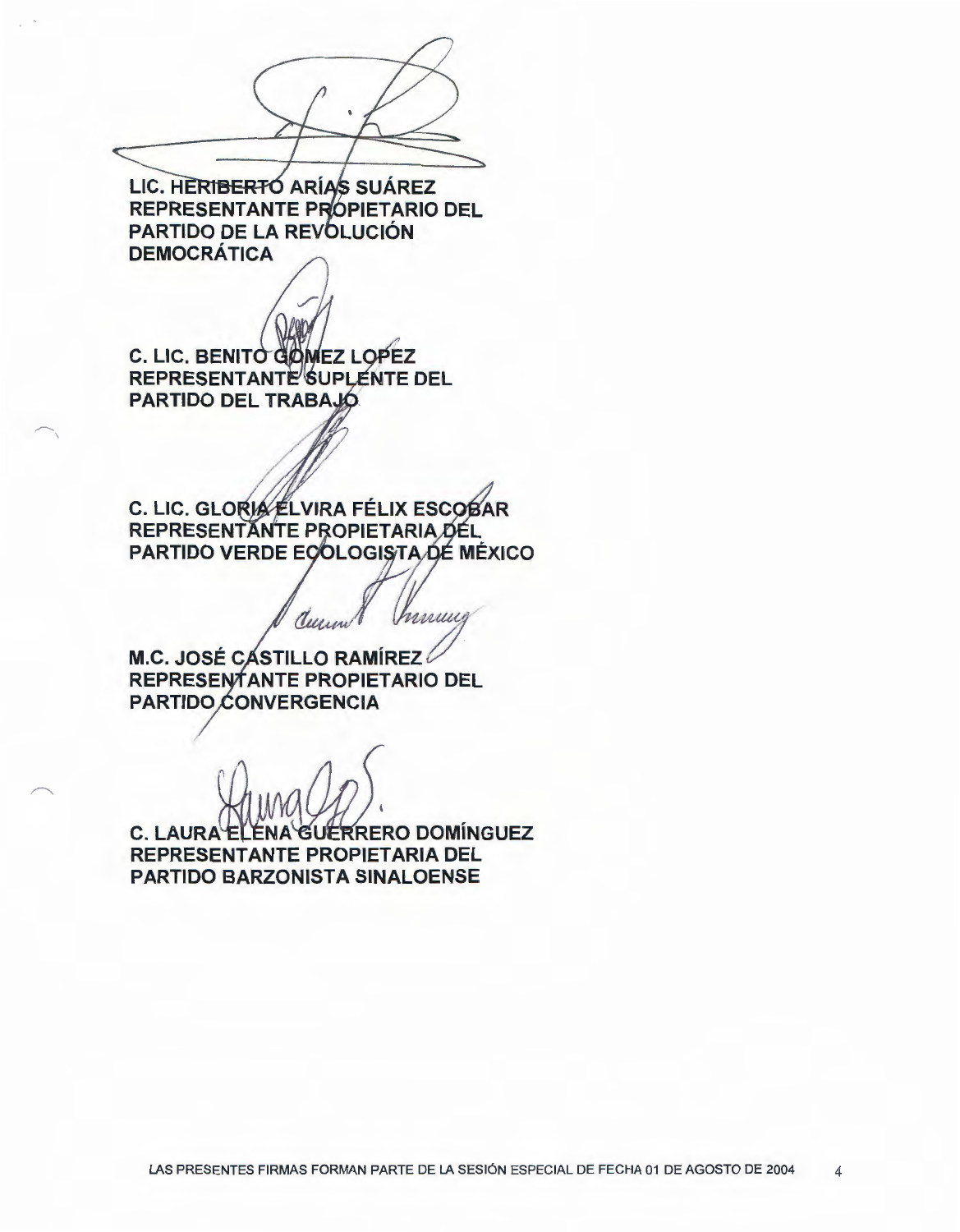**LIC. HERIBERTO ARÍAS SUÁREZ**
**REPRESENTANTE PROPIETARIO DEL PARTIDO DE LA REVOLUCIÓN DEMOCRÁTICA**

**C. LIC. BENITO GÓMEZ LOPEZ**
**REPRESENTANTE SUPLENTE DEL PARTIDO DEL TRABAJO**

**C. LIC. GLORIA ELVIRA FÉLIX ESCOBAR**
**REPRESENTANTE PROPIETARIA DEL PARTIDO VERDE ECOLOGISTA DE MÉXICO**

**M.C. JOSÉ CASTILLO RAMÍREZ**
**REPRESENTANTE PROPIETARIO DEL PARTIDO CONVERGENCIA**

**C. LAURA ELENA GUERRERO DOMÍNGUEZ**
**REPRESENTANTE PROPIETARIA DEL PARTIDO BARZONISTA SINALOENSE**

LAS PRESENTES FIRMAS FORMAN PARTE DE LA SESIÓN ESPECIAL DE FECHA 01 DE AGOSTO DE 2004